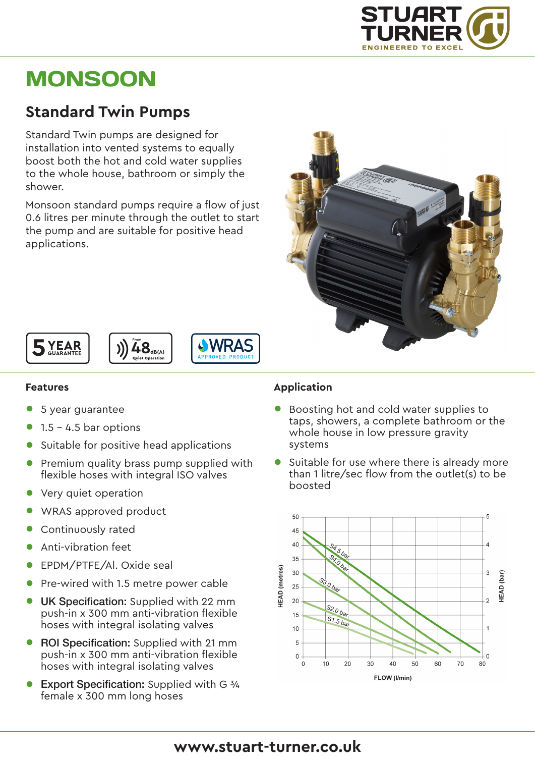# MONSOON

## Standard Twin Pumps

Standard Twin pumps are designed for installation into vented systems to equally boost both the hot and cold water supplies to the whole house, bathroom or simply the shower.

Monsoon standard pumps require a flow of just 0.6 litres per minute through the outlet to start the pump and are suitable for positive head applications.

5 YEAR GUARANTEE

From 48 dB(A) Quiet Operation

WRAS APPROVED PRODUCT

### Features

- 5 year guarantee
- 1.5 – 4.5 bar options
- Suitable for positive head applications
- Premium quality brass pump supplied with flexible hoses with integral ISO valves
- Very quiet operation
- WRAS approved product
- Continuously rated
- Anti-vibration feet
- EPDM/PTFE/Al. Oxide seal
- Pre-wired with 1.5 metre power cable
- **UK Specification:** Supplied with 22 mm push-in x 300 mm anti-vibration flexible hoses with integral isolating valves
- **ROI Specification:** Supplied with 21 mm push-in x 300 mm anti-vibration flexible hoses with integral isolating valves
- **Export Specification:** Supplied with G ¾ female x 300 mm long hoses

### Application

- Boosting hot and cold water supplies to taps, showers, a complete bathroom or the whole house in low pressure gravity systems
- Suitable for use where there is already more than 1 litre/sec flow from the outlet(s) to be boosted

HEAD (metres) / HEAD (bar) vs FLOW (l/min) — curves: S4.5 bar, S4.0 bar, S3.0 bar, S2.0 bar, S1.5 bar

www.stuart-turner.co.uk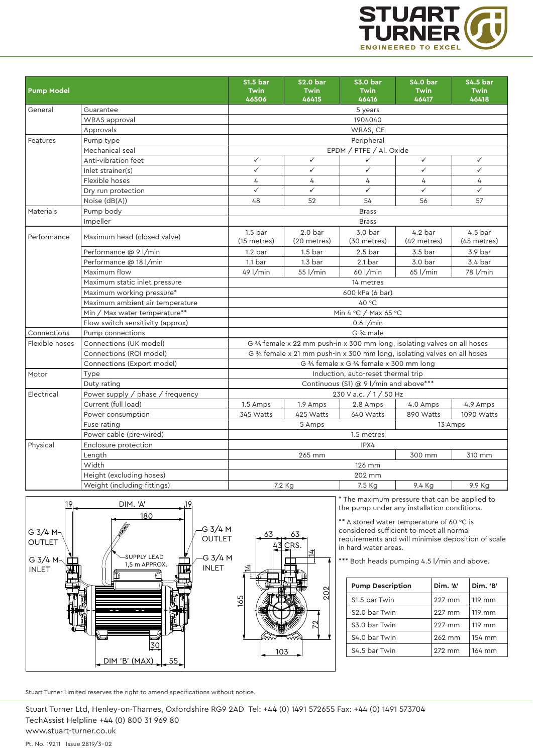STUART TURNER

ENGINEERED TO EXCEL

| Pump Model | | S1.5 bar Twin 46506 | S2.0 bar Twin 46415 | S3.0 bar Twin 46416 | S4.0 bar Twin 46417 | S4.5 bar Twin 46418 |
|---|---|---|---|---|---|---|
| General | Guarantee | 5 years | | | | |
| | WRAS approval | 1904040 | | | | |
| | Approvals | WRAS, CE | | | | |
| Features | Pump type | Peripheral | | | | |
| | Mechanical seal | EPDM / PTFE / Al. Oxide | | | | |
| | Anti-vibration feet | ✓ | ✓ | ✓ | ✓ | ✓ |
| | Inlet strainer(s) | ✓ | ✓ | ✓ | ✓ | ✓ |
| | Flexible hoses | 4 | 4 | 4 | 4 | 4 |
| | Dry run protection | ✓ | ✓ | ✓ | ✓ | ✓ |
| | Noise (dB(A)) | 48 | 52 | 54 | 56 | 57 |
| Materials | Pump body | Brass | | | | |
| | Impeller | Brass | | | | |
| Performance | Maximum head (closed valve) | 1.5 bar (15 metres) | 2.0 bar (20 metres) | 3.0 bar (30 metres) | 4.2 bar (42 metres) | 4.5 bar (45 metres) |
| | Performance @ 9 l/min | 1.2 bar | 1.5 bar | 2.5 bar | 3.5 bar | 3.9 bar |
| | Performance @ 18 l/min | 1.1 bar | 1.3 bar | 2.1 bar | 3.0 bar | 3.4 bar |
| | Maximum flow | 49 l/min | 55 l/min | 60 l/min | 65 l/min | 78 l/min |
| | Maximum static inlet pressure | 14 metres | | | | |
| | Maximum working pressure* | 600 kPa (6 bar) | | | | |
| | Maximum ambient air temperature | 40 °C | | | | |
| | Min / Max water temperature** | Min 4 °C / Max 65 °C | | | | |
| | Flow switch sensitivity (approx) | 0.6 l/min | | | | |
| Connections | Pump connections | G ¾ male | | | | |
| Flexible hoses | Connections (UK model) | G ¾ female x 22 mm push-in x 300 mm long, isolating valves on all hoses | | | | |
| | Connections (ROI model) | G ¾ female x 21 mm push-in x 300 mm long, isolating valves on all hoses | | | | |
| | Connections (Export model) | G ¾ female x G ¾ female x 300 mm long | | | | |
| Motor | Type | Induction, auto-reset thermal trip | | | | |
| | Duty rating | Continuous (S1) @ 9 l/min and above*** | | | | |
| Electrical | Power supply / phase / frequency | 230 V a.c. / 1 / 50 Hz | | | | |
| | Current (full load) | 1.5 Amps | 1.9 Amps | 2.8 Amps | 4.0 Amps | 4.9 Amps |
| | Power consumption | 345 Watts | 425 Watts | 640 Watts | 890 Watts | 1090 Watts |
| | Fuse rating | 5 Amps | | | 13 Amps | |
| | Power cable (pre-wired) | 1.5 metres | | | | |
| Physical | Enclosure protection | IPX4 | | | | |
| | Length | 265 mm | | | 300 mm | 310 mm |
| | Width | 126 mm | | | | |
| | Height (excluding hoses) | 202 mm | | | | |
| | Weight (including fittings) | 7.2 Kg | | 7.5 Kg | 9.4 Kg | 9.9 Kg |

19
DIM. 'A'
19
180
G 3/4 M OUTLET
G 3/4 M INLET
SUPPLY LEAD 1,5 m APPROX.
G 3/4 M OUTLET
G 3/4 M INLET
30
DIM 'B' (MAX)
55
63
63
43 CRS.
14
14
165
202
72
103

\* The maximum pressure that can be applied to the pump under any installation conditions.

\*\* A stored water temperature of 60 °C is considered sufficient to meet all normal requirements and will minimise deposition of scale in hard water areas.

\*\*\* Both heads pumping 4.5 l/min and above.

| Pump Description | Dim. 'A' | Dim. 'B' |
|---|---|---|
| S1.5 bar Twin | 227 mm | 119 mm |
| S2.0 bar Twin | 227 mm | 119 mm |
| S3.0 bar Twin | 227 mm | 119 mm |
| S4.0 bar Twin | 262 mm | 154 mm |
| S4.5 bar Twin | 272 mm | 164 mm |

Stuart Turner Limited reserves the right to amend specifications without notice.

Stuart Turner Ltd, Henley-on-Thames, Oxfordshire RG9 2AD Tel: +44 (0) 1491 572655 Fax: +44 (0) 1491 573704
TechAssist Helpline +44 (0) 800 31 969 80
www.stuart-turner.co.uk

Pt. No. 19211 Issue 2819/3–02